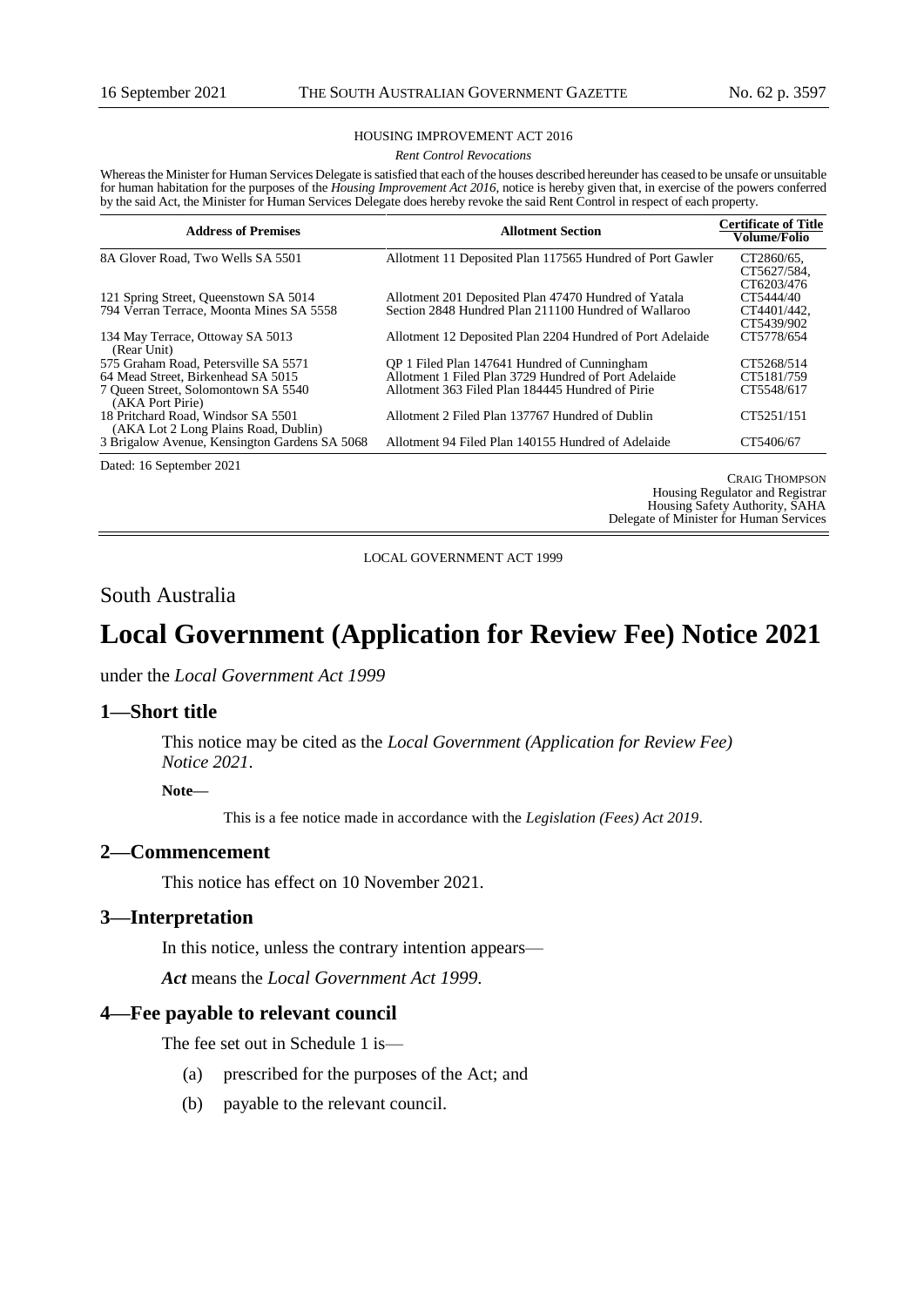HOUSING IMPROVEMENT ACT 2016

*Rent Control Revocations*

Whereas the Minister for Human Services Delegate is satisfied that each of the houses described hereunder has ceased to be unsafe or unsuitable for human habitation for the purposes of the *Housing Improvement Act 2016*, notice is hereby given that, in exercise of the powers conferred by the said Act, the Minister for Human Services Delegate does hereby revoke the said Rent Control in respect of each property.

| Address of Premises | Allotment Section | Certificate of Title Volume/Folio |
|---|---|---|
| 8A Glover Road, Two Wells SA 5501 | Allotment 11 Deposited Plan 117565 Hundred of Port Gawler | CT2860/65, CT5627/584, CT6203/476 |
| 121 Spring Street, Queenstown SA 5014 | Allotment 201 Deposited Plan 47470 Hundred of Yatala | CT5444/40 |
| 794 Verran Terrace, Moonta Mines SA 5558 | Section 2848 Hundred Plan 211100 Hundred of Wallaroo | CT4401/442, CT5439/902 |
| 134 May Terrace, Ottoway SA 5013 (Rear Unit) | Allotment 12 Deposited Plan 2204 Hundred of Port Adelaide | CT5778/654 |
| 575 Graham Road, Petersville SA 5571 | QP 1 Filed Plan 147641 Hundred of Cunningham | CT5268/514 |
| 64 Mead Street, Birkenhead SA 5015 | Allotment 1 Filed Plan 3729 Hundred of Port Adelaide | CT5181/759 |
| 7 Queen Street, Solomontown SA 5540 (AKA Port Pirie) | Allotment 363 Filed Plan 184445 Hundred of Pirie | CT5548/617 |
| 18 Pritchard Road, Windsor SA 5501 (AKA Lot 2 Long Plains Road, Dublin) | Allotment 2 Filed Plan 137767 Hundred of Dublin | CT5251/151 |
| 3 Brigalow Avenue, Kensington Gardens SA 5068 | Allotment 94 Filed Plan 140155 Hundred of Adelaide | CT5406/67 |

Dated: 16 September 2021

CRAIG THOMPSON
Housing Regulator and Registrar
Housing Safety Authority, SAHA
Delegate of Minister for Human Services

---

LOCAL GOVERNMENT ACT 1999

South Australia

# Local Government (Application for Review Fee) Notice 2021

under the *Local Government Act 1999*

## 1—Short title

This notice may be cited as the *Local Government (Application for Review Fee) Notice 2021*.

**Note—**

This is a fee notice made in accordance with the *Legislation (Fees) Act 2019*.

## 2—Commencement

This notice has effect on 10 November 2021.

## 3—Interpretation

In this notice, unless the contrary intention appears—

***Act*** means the *Local Government Act 1999*.

## 4—Fee payable to relevant council

The fee set out in Schedule 1 is—

(a) prescribed for the purposes of the Act; and

(b) payable to the relevant council.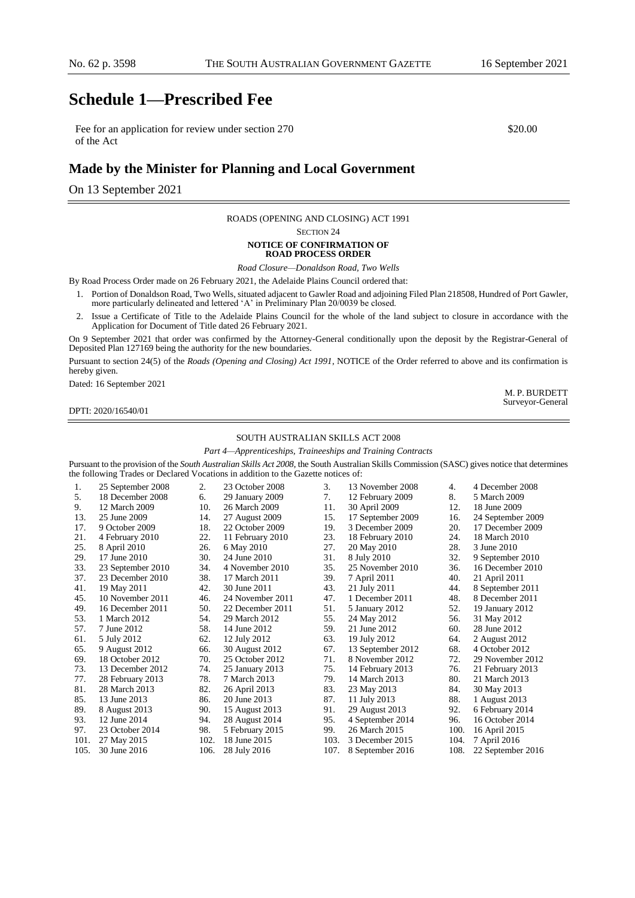# Schedule 1—Prescribed Fee

| | |
|---|---|
| Fee for an application for review under section 270 of the Act | $20.00 |

## Made by the Minister for Planning and Local Government

On 13 September 2021

---

ROADS (OPENING AND CLOSING) ACT 1991

SECTION 24

**NOTICE OF CONFIRMATION OF ROAD PROCESS ORDER**

*Road Closure—Donaldson Road, Two Wells*

By Road Process Order made on 26 February 2021, the Adelaide Plains Council ordered that:

1. Portion of Donaldson Road, Two Wells, situated adjacent to Gawler Road and adjoining Filed Plan 218508, Hundred of Port Gawler, more particularly delineated and lettered 'A' in Preliminary Plan 20/0039 be closed.
2. Issue a Certificate of Title to the Adelaide Plains Council for the whole of the land subject to closure in accordance with the Application for Document of Title dated 26 February 2021.

On 9 September 2021 that order was confirmed by the Attorney-General conditionally upon the deposit by the Registrar-General of Deposited Plan 127169 being the authority for the new boundaries.

Pursuant to section 24(5) of the *Roads (Opening and Closing) Act 1991*, NOTICE of the Order referred to above and its confirmation is hereby given.

Dated: 16 September 2021

M. P. BURDETT
Surveyor-General

DPTI: 2020/16540/01

---

SOUTH AUSTRALIAN SKILLS ACT 2008

*Part 4—Apprenticeships, Traineeships and Training Contracts*

Pursuant to the provision of the *South Australian Skills Act 2008*, the South Australian Skills Commission (SASC) gives notice that determines the following Trades or Declared Vocations in addition to the Gazette notices of:

| | | | | | | | |
|---|---|---|---|---|---|---|---|
| 1. | 25 September 2008 | 2. | 23 October 2008 | 3. | 13 November 2008 | 4. | 4 December 2008 |
| 5. | 18 December 2008 | 6. | 29 January 2009 | 7. | 12 February 2009 | 8. | 5 March 2009 |
| 9. | 12 March 2009 | 10. | 26 March 2009 | 11. | 30 April 2009 | 12. | 18 June 2009 |
| 13. | 25 June 2009 | 14. | 27 August 2009 | 15. | 17 September 2009 | 16. | 24 September 2009 |
| 17. | 9 October 2009 | 18. | 22 October 2009 | 19. | 3 December 2009 | 20. | 17 December 2009 |
| 21. | 4 February 2010 | 22. | 11 February 2010 | 23. | 18 February 2010 | 24. | 18 March 2010 |
| 25. | 8 April 2010 | 26. | 6 May 2010 | 27. | 20 May 2010 | 28. | 3 June 2010 |
| 29. | 17 June 2010 | 30. | 24 June 2010 | 31. | 8 July 2010 | 32. | 9 September 2010 |
| 33. | 23 September 2010 | 34. | 4 November 2010 | 35. | 25 November 2010 | 36. | 16 December 2010 |
| 37. | 23 December 2010 | 38. | 17 March 2011 | 39. | 7 April 2011 | 40. | 21 April 2011 |
| 41. | 19 May 2011 | 42. | 30 June 2011 | 43. | 21 July 2011 | 44. | 8 September 2011 |
| 45. | 10 November 2011 | 46. | 24 November 2011 | 47. | 1 December 2011 | 48. | 8 December 2011 |
| 49. | 16 December 2011 | 50. | 22 December 2011 | 51. | 5 January 2012 | 52. | 19 January 2012 |
| 53. | 1 March 2012 | 54. | 29 March 2012 | 55. | 24 May 2012 | 56. | 31 May 2012 |
| 57. | 7 June 2012 | 58. | 14 June 2012 | 59. | 21 June 2012 | 60. | 28 June 2012 |
| 61. | 5 July 2012 | 62. | 12 July 2012 | 63. | 19 July 2012 | 64. | 2 August 2012 |
| 65. | 9 August 2012 | 66. | 30 August 2012 | 67. | 13 September 2012 | 68. | 4 October 2012 |
| 69. | 18 October 2012 | 70. | 25 October 2012 | 71. | 8 November 2012 | 72. | 29 November 2012 |
| 73. | 13 December 2012 | 74. | 25 January 2013 | 75. | 14 February 2013 | 76. | 21 February 2013 |
| 77. | 28 February 2013 | 78. | 7 March 2013 | 79. | 14 March 2013 | 80. | 21 March 2013 |
| 81. | 28 March 2013 | 82. | 26 April 2013 | 83. | 23 May 2013 | 84. | 30 May 2013 |
| 85. | 13 June 2013 | 86. | 20 June 2013 | 87. | 11 July 2013 | 88. | 1 August 2013 |
| 89. | 8 August 2013 | 90. | 15 August 2013 | 91. | 29 August 2013 | 92. | 6 February 2014 |
| 93. | 12 June 2014 | 94. | 28 August 2014 | 95. | 4 September 2014 | 96. | 16 October 2014 |
| 97. | 23 October 2014 | 98. | 5 February 2015 | 99. | 26 March 2015 | 100. | 16 April 2015 |
| 101. | 27 May 2015 | 102. | 18 June 2015 | 103. | 3 December 2015 | 104. | 7 April 2016 |
| 105. | 30 June 2016 | 106. | 28 July 2016 | 107. | 8 September 2016 | 108. | 22 September 2016 |